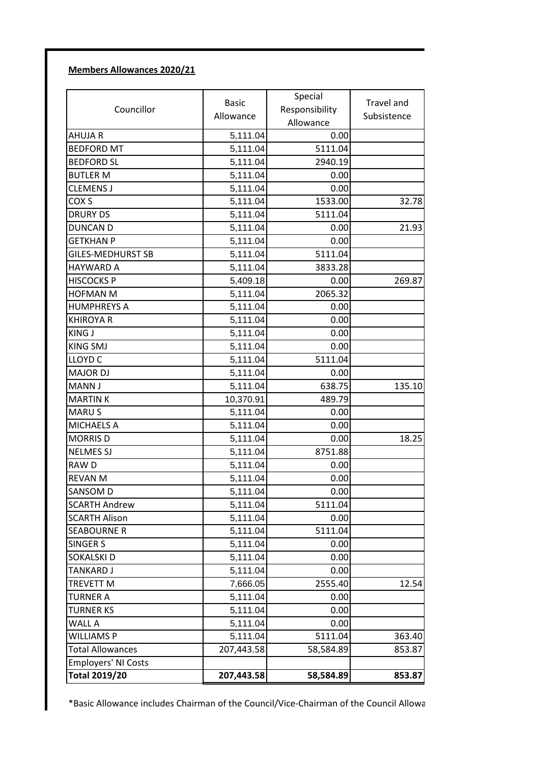**Members Allowances 2020/21**

| Councillor | Basic Allowance | Special Responsibility Allowance | Travel and Subsistence |
|---|---|---|---|
| AHUJA R | 5,111.04 | 0.00 | |
| BEDFORD MT | 5,111.04 | 5111.04 | |
| BEDFORD SL | 5,111.04 | 2940.19 | |
| BUTLER M | 5,111.04 | 0.00 | |
| CLEMENS J | 5,111.04 | 0.00 | |
| COX S | 5,111.04 | 1533.00 | 32.78 |
| DRURY DS | 5,111.04 | 5111.04 | |
| DUNCAN D | 5,111.04 | 0.00 | 21.93 |
| GETKHAN P | 5,111.04 | 0.00 | |
| GILES-MEDHURST SB | 5,111.04 | 5111.04 | |
| HAYWARD A | 5,111.04 | 3833.28 | |
| HISCOCKS P | 5,409.18 | 0.00 | 269.87 |
| HOFMAN M | 5,111.04 | 2065.32 | |
| HUMPHREYS A | 5,111.04 | 0.00 | |
| KHIROYA R | 5,111.04 | 0.00 | |
| KING J | 5,111.04 | 0.00 | |
| KING SMJ | 5,111.04 | 0.00 | |
| LLOYD C | 5,111.04 | 5111.04 | |
| MAJOR DJ | 5,111.04 | 0.00 | |
| MANN J | 5,111.04 | 638.75 | 135.10 |
| MARTIN K | 10,370.91 | 489.79 | |
| MARU S | 5,111.04 | 0.00 | |
| MICHAELS A | 5,111.04 | 0.00 | |
| MORRIS D | 5,111.04 | 0.00 | 18.25 |
| NELMES SJ | 5,111.04 | 8751.88 | |
| RAW D | 5,111.04 | 0.00 | |
| REVAN M | 5,111.04 | 0.00 | |
| SANSOM D | 5,111.04 | 0.00 | |
| SCARTH Andrew | 5,111.04 | 5111.04 | |
| SCARTH Alison | 5,111.04 | 0.00 | |
| SEABOURNE R | 5,111.04 | 5111.04 | |
| SINGER S | 5,111.04 | 0.00 | |
| SOKALSKI D | 5,111.04 | 0.00 | |
| TANKARD J | 5,111.04 | 0.00 | |
| TREVETT M | 7,666.05 | 2555.40 | 12.54 |
| TURNER A | 5,111.04 | 0.00 | |
| TURNER KS | 5,111.04 | 0.00 | |
| WALL A | 5,111.04 | 0.00 | |
| WILLIAMS P | 5,111.04 | 5111.04 | 363.40 |
| Total Allowances | 207,443.58 | 58,584.89 | 853.87 |
| Employers' NI Costs | | | |
| **Total 2019/20** | **207,443.58** | **58,584.89** | **853.87** |

*Basic Allowance includes Chairman of the Council/Vice-Chairman of the Council Allowa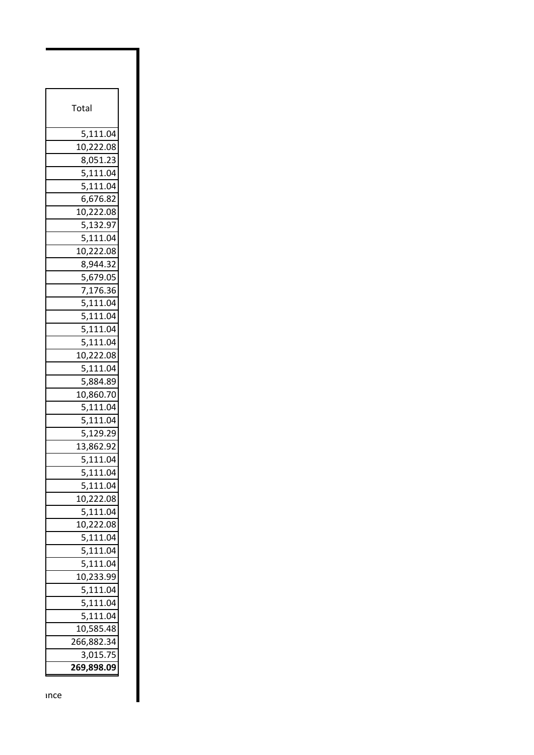| Total |
|---|
| 5,111.04 |
| 10,222.08 |
| 8,051.23 |
| 5,111.04 |
| 5,111.04 |
| 6,676.82 |
| 10,222.08 |
| 5,132.97 |
| 5,111.04 |
| 10,222.08 |
| 8,944.32 |
| 5,679.05 |
| 7,176.36 |
| 5,111.04 |
| 5,111.04 |
| 5,111.04 |
| 5,111.04 |
| 10,222.08 |
| 5,111.04 |
| 5,884.89 |
| 10,860.70 |
| 5,111.04 |
| 5,111.04 |
| 5,129.29 |
| 13,862.92 |
| 5,111.04 |
| 5,111.04 |
| 5,111.04 |
| 10,222.08 |
| 5,111.04 |
| 10,222.08 |
| 5,111.04 |
| 5,111.04 |
| 5,111.04 |
| 10,233.99 |
| 5,111.04 |
| 5,111.04 |
| 5,111.04 |
| 10,585.48 |
| 266,882.34 |
| 3,015.75 |
| **269,898.09** |

ance